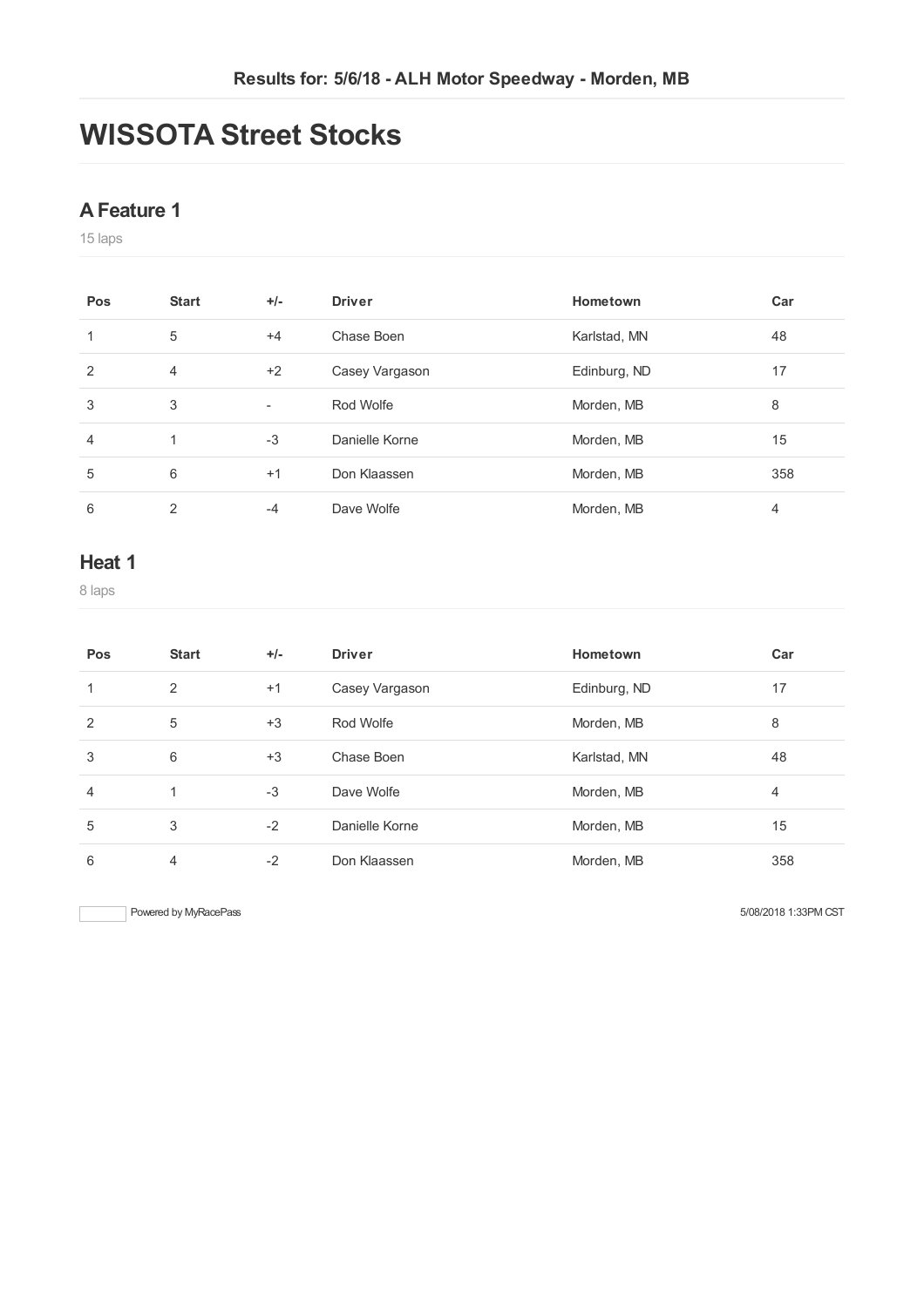**Results for: 5/6/18 - ALH Motor Speedway - Morden, MB**

# WISSOTA Street Stocks

## A Feature 1

15 laps

| Pos | Start | +/- | Driver | Hometown | Car |
|---|---|---|---|---|---|
| 1 | 5 | +4 | Chase Boen | Karlstad, MN | 48 |
| 2 | 4 | +2 | Casey Vargason | Edinburg, ND | 17 |
| 3 | 3 | - | Rod Wolfe | Morden, MB | 8 |
| 4 | 1 | -3 | Danielle Korne | Morden, MB | 15 |
| 5 | 6 | +1 | Don Klaassen | Morden, MB | 358 |
| 6 | 2 | -4 | Dave Wolfe | Morden, MB | 4 |

## Heat 1

8 laps

| Pos | Start | +/- | Driver | Hometown | Car |
|---|---|---|---|---|---|
| 1 | 2 | +1 | Casey Vargason | Edinburg, ND | 17 |
| 2 | 5 | +3 | Rod Wolfe | Morden, MB | 8 |
| 3 | 6 | +3 | Chase Boen | Karlstad, MN | 48 |
| 4 | 1 | -3 | Dave Wolfe | Morden, MB | 4 |
| 5 | 3 | -2 | Danielle Korne | Morden, MB | 15 |
| 6 | 4 | -2 | Don Klaassen | Morden, MB | 358 |

Powered by MyRacePass

5/08/2018 1:33PM CST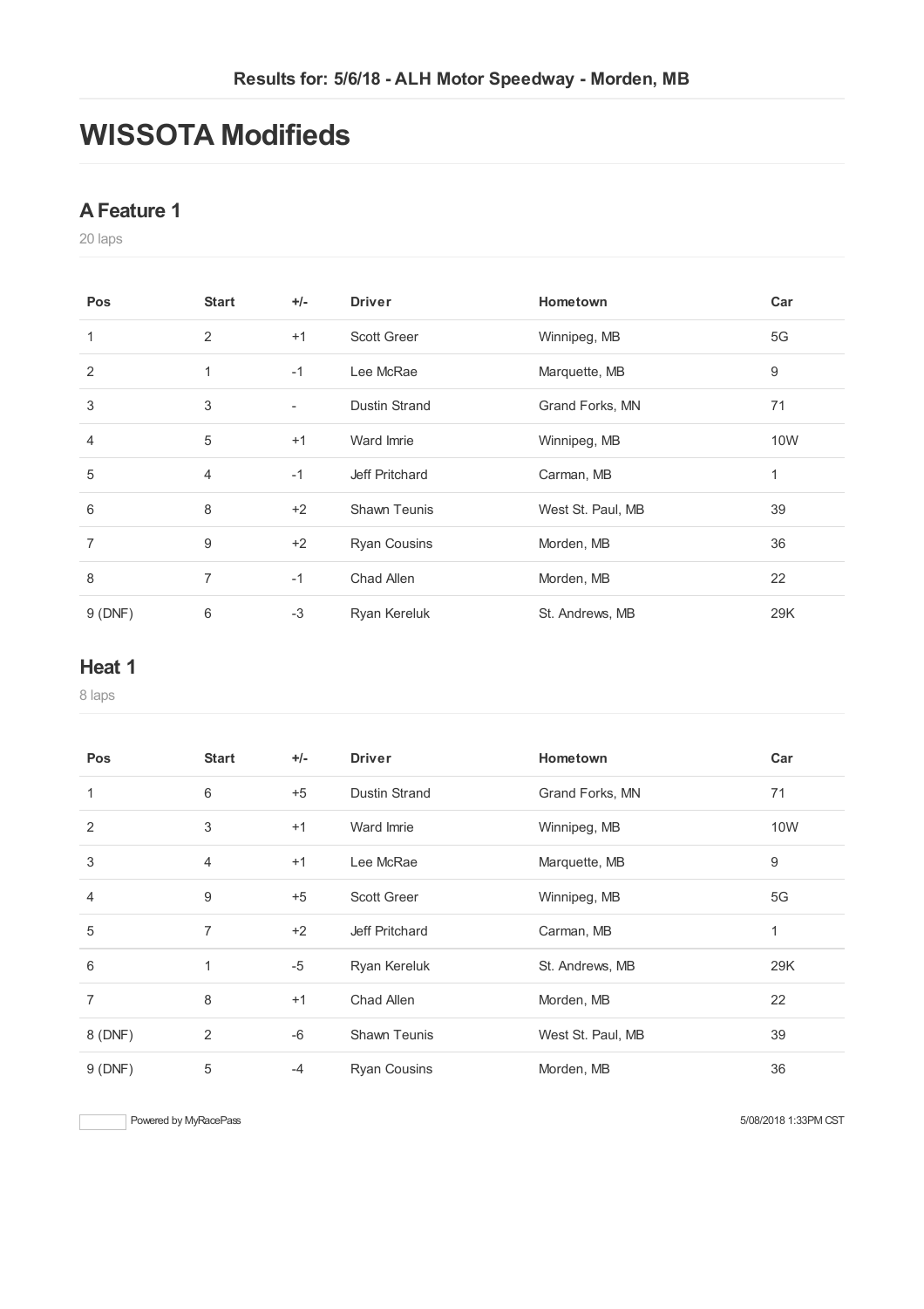Results for: 5/6/18 - ALH Motor Speedway - Morden, MB

# WISSOTA Modifieds

## A Feature 1

20 laps

| Pos | Start | +/- | Driver | Hometown | Car |
|---|---|---|---|---|---|
| 1 | 2 | +1 | Scott Greer | Winnipeg, MB | 5G |
| 2 | 1 | -1 | Lee McRae | Marquette, MB | 9 |
| 3 | 3 | - | Dustin Strand | Grand Forks, MN | 71 |
| 4 | 5 | +1 | Ward Imrie | Winnipeg, MB | 10W |
| 5 | 4 | -1 | Jeff Pritchard | Carman, MB | 1 |
| 6 | 8 | +2 | Shawn Teunis | West St. Paul, MB | 39 |
| 7 | 9 | +2 | Ryan Cousins | Morden, MB | 36 |
| 8 | 7 | -1 | Chad Allen | Morden, MB | 22 |
| 9 (DNF) | 6 | -3 | Ryan Kereluk | St. Andrews, MB | 29K |

## Heat 1

8 laps

| Pos | Start | +/- | Driver | Hometown | Car |
|---|---|---|---|---|---|
| 1 | 6 | +5 | Dustin Strand | Grand Forks, MN | 71 |
| 2 | 3 | +1 | Ward Imrie | Winnipeg, MB | 10W |
| 3 | 4 | +1 | Lee McRae | Marquette, MB | 9 |
| 4 | 9 | +5 | Scott Greer | Winnipeg, MB | 5G |
| 5 | 7 | +2 | Jeff Pritchard | Carman, MB | 1 |
| 6 | 1 | -5 | Ryan Kereluk | St. Andrews, MB | 29K |
| 7 | 8 | +1 | Chad Allen | Morden, MB | 22 |
| 8 (DNF) | 2 | -6 | Shawn Teunis | West St. Paul, MB | 39 |
| 9 (DNF) | 5 | -4 | Ryan Cousins | Morden, MB | 36 |

Powered by MyRacePass

5/08/2018 1:33PM CST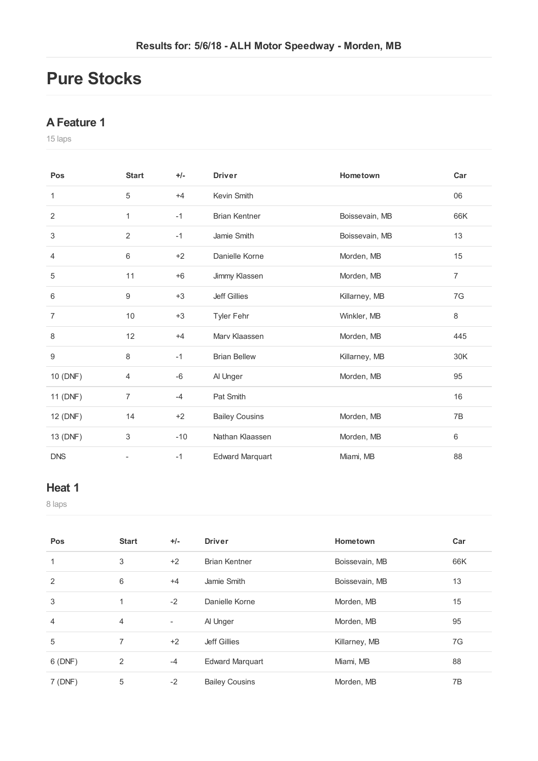Results for: 5/6/18 - ALH Motor Speedway - Morden, MB

# Pure Stocks

## A Feature 1

15 laps

| Pos | Start | +/- | Driver | Hometown | Car |
|---|---|---|---|---|---|
| 1 | 5 | +4 | Kevin Smith | | 06 |
| 2 | 1 | -1 | Brian Kentner | Boissevain, MB | 66K |
| 3 | 2 | -1 | Jamie Smith | Boissevain, MB | 13 |
| 4 | 6 | +2 | Danielle Korne | Morden, MB | 15 |
| 5 | 11 | +6 | Jimmy Klassen | Morden, MB | 7 |
| 6 | 9 | +3 | Jeff Gillies | Killarney, MB | 7G |
| 7 | 10 | +3 | Tyler Fehr | Winkler, MB | 8 |
| 8 | 12 | +4 | Marv Klaassen | Morden, MB | 445 |
| 9 | 8 | -1 | Brian Bellew | Killarney, MB | 30K |
| 10 (DNF) | 4 | -6 | Al Unger | Morden, MB | 95 |
| 11 (DNF) | 7 | -4 | Pat Smith | | 16 |
| 12 (DNF) | 14 | +2 | Bailey Cousins | Morden, MB | 7B |
| 13 (DNF) | 3 | -10 | Nathan Klaassen | Morden, MB | 6 |
| DNS | - | -1 | Edward Marquart | Miami, MB | 88 |

## Heat 1

8 laps

| Pos | Start | +/- | Driver | Hometown | Car |
|---|---|---|---|---|---|
| 1 | 3 | +2 | Brian Kentner | Boissevain, MB | 66K |
| 2 | 6 | +4 | Jamie Smith | Boissevain, MB | 13 |
| 3 | 1 | -2 | Danielle Korne | Morden, MB | 15 |
| 4 | 4 | - | Al Unger | Morden, MB | 95 |
| 5 | 7 | +2 | Jeff Gillies | Killarney, MB | 7G |
| 6 (DNF) | 2 | -4 | Edward Marquart | Miami, MB | 88 |
| 7 (DNF) | 5 | -2 | Bailey Cousins | Morden, MB | 7B |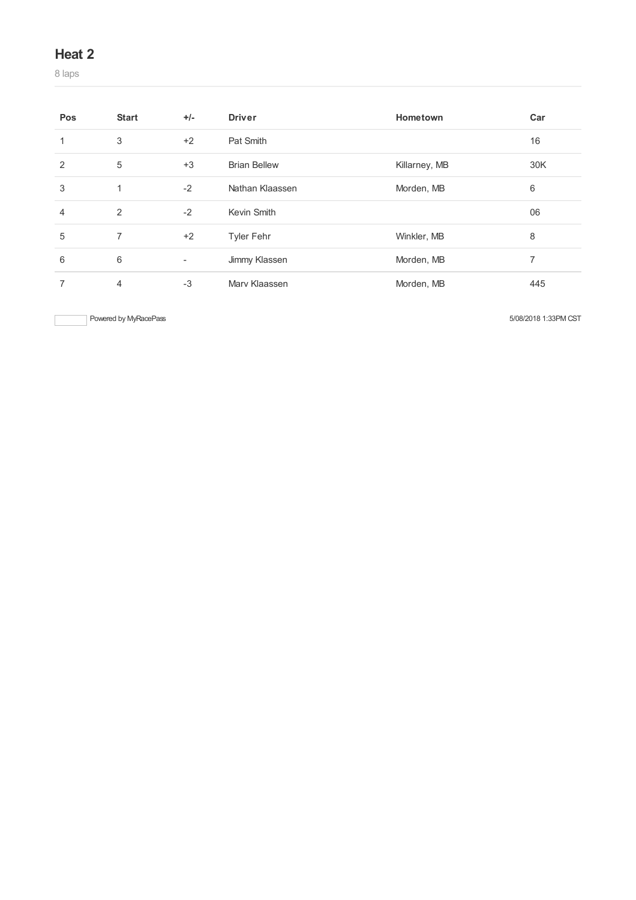## Heat 2

8 laps

| Pos | Start | +/- | Driver | Hometown | Car |
|---|---|---|---|---|---|
| 1 | 3 | +2 | Pat Smith | | 16 |
| 2 | 5 | +3 | Brian Bellew | Killarney, MB | 30K |
| 3 | 1 | -2 | Nathan Klaassen | Morden, MB | 6 |
| 4 | 2 | -2 | Kevin Smith | | 06 |
| 5 | 7 | +2 | Tyler Fehr | Winkler, MB | 8 |
| 6 | 6 | - | Jimmy Klassen | Morden, MB | 7 |
| 7 | 4 | -3 | Marv Klaassen | Morden, MB | 445 |

Powered by MyRacePass

5/08/2018 1:33PM CST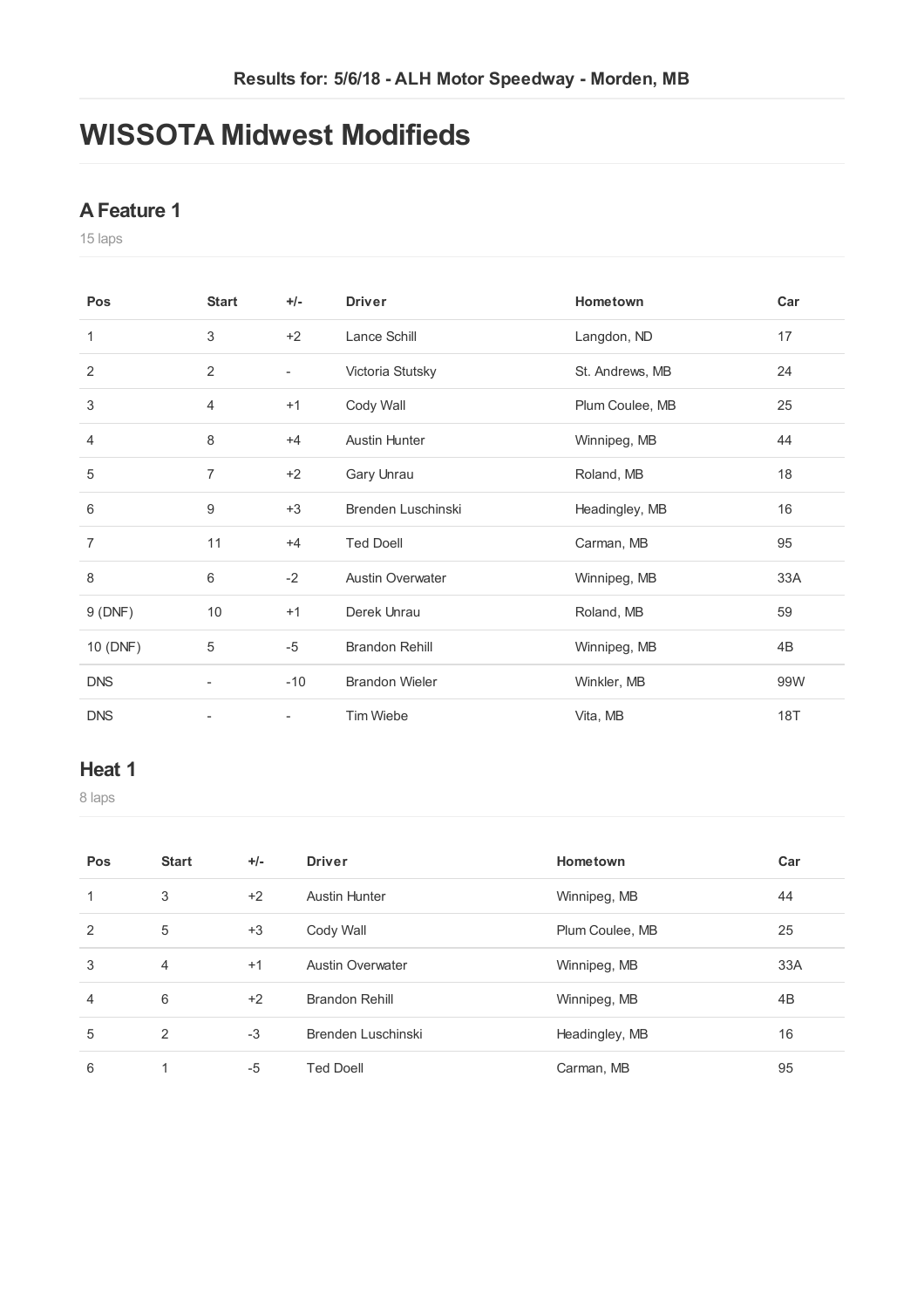**Results for: 5/6/18 - ALH Motor Speedway - Morden, MB**

# WISSOTA Midwest Modifieds

## A Feature 1

15 laps

| Pos | Start | +/- | Driver | Hometown | Car |
|---|---|---|---|---|---|
| 1 | 3 | +2 | Lance Schill | Langdon, ND | 17 |
| 2 | 2 | - | Victoria Stutsky | St. Andrews, MB | 24 |
| 3 | 4 | +1 | Cody Wall | Plum Coulee, MB | 25 |
| 4 | 8 | +4 | Austin Hunter | Winnipeg, MB | 44 |
| 5 | 7 | +2 | Gary Unrau | Roland, MB | 18 |
| 6 | 9 | +3 | Brenden Luschinski | Headingley, MB | 16 |
| 7 | 11 | +4 | Ted Doell | Carman, MB | 95 |
| 8 | 6 | -2 | Austin Overwater | Winnipeg, MB | 33A |
| 9 (DNF) | 10 | +1 | Derek Unrau | Roland, MB | 59 |
| 10 (DNF) | 5 | -5 | Brandon Rehill | Winnipeg, MB | 4B |
| DNS | - | -10 | Brandon Wieler | Winkler, MB | 99W |
| DNS | - | - | Tim Wiebe | Vita, MB | 18T |

## Heat 1

8 laps

| Pos | Start | +/- | Driver | Hometown | Car |
|---|---|---|---|---|---|
| 1 | 3 | +2 | Austin Hunter | Winnipeg, MB | 44 |
| 2 | 5 | +3 | Cody Wall | Plum Coulee, MB | 25 |
| 3 | 4 | +1 | Austin Overwater | Winnipeg, MB | 33A |
| 4 | 6 | +2 | Brandon Rehill | Winnipeg, MB | 4B |
| 5 | 2 | -3 | Brenden Luschinski | Headingley, MB | 16 |
| 6 | 1 | -5 | Ted Doell | Carman, MB | 95 |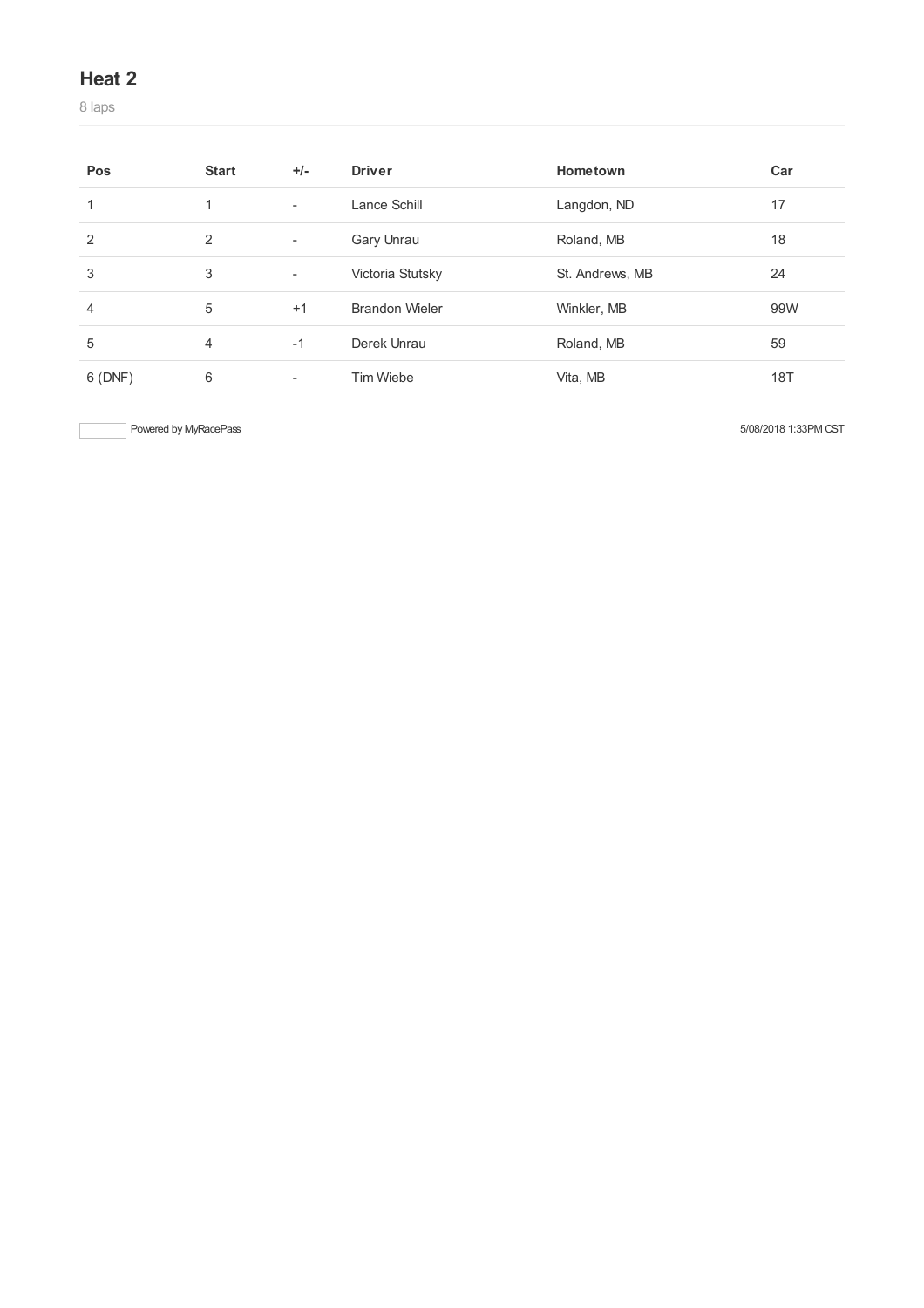## Heat 2

8 laps

| Pos | Start | +/- | Driver | Hometown | Car |
|---|---|---|---|---|---|
| 1 | 1 | - | Lance Schill | Langdon, ND | 17 |
| 2 | 2 | - | Gary Unrau | Roland, MB | 18 |
| 3 | 3 | - | Victoria Stutsky | St. Andrews, MB | 24 |
| 4 | 5 | +1 | Brandon Wieler | Winkler, MB | 99W |
| 5 | 4 | -1 | Derek Unrau | Roland, MB | 59 |
| 6 (DNF) | 6 | - | Tim Wiebe | Vita, MB | 18T |

Powered by MyRacePass

5/08/2018 1:33PM CST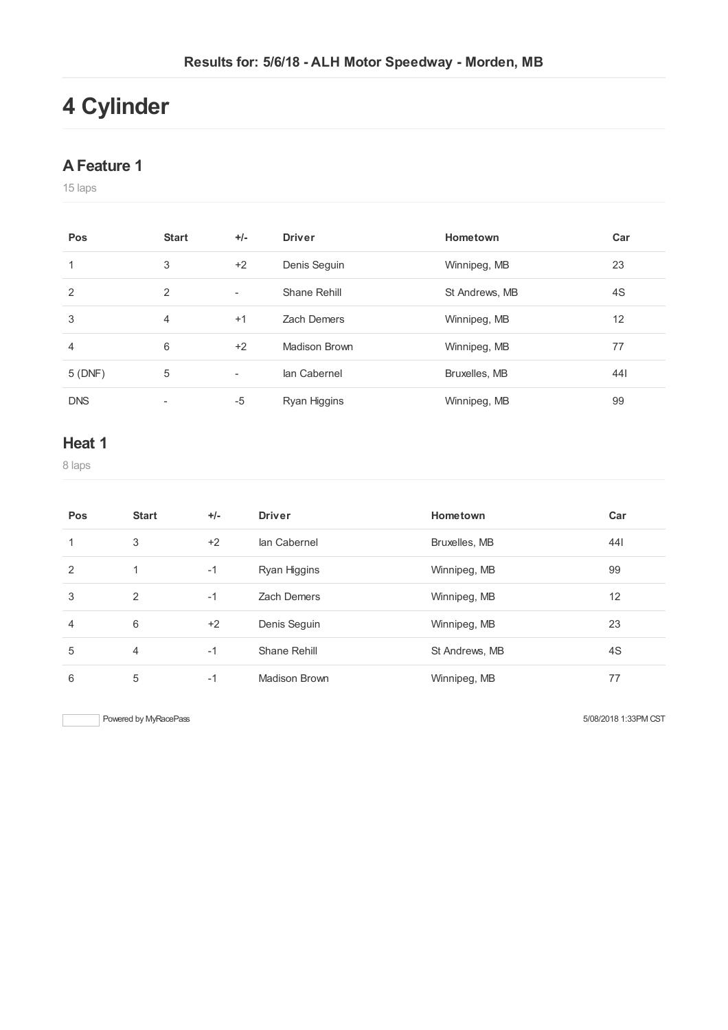Results for: 5/6/18 - ALH Motor Speedway - Morden, MB

# 4 Cylinder

## A Feature 1

15 laps

| Pos | Start | +/- | Driver | Hometown | Car |
| --- | --- | --- | --- | --- | --- |
| 1 | 3 | +2 | Denis Seguin | Winnipeg, MB | 23 |
| 2 | 2 | - | Shane Rehill | St Andrews, MB | 4S |
| 3 | 4 | +1 | Zach Demers | Winnipeg, MB | 12 |
| 4 | 6 | +2 | Madison Brown | Winnipeg, MB | 77 |
| 5 (DNF) | 5 | - | Ian Cabernel | Bruxelles, MB | 44I |
| DNS | - | -5 | Ryan Higgins | Winnipeg, MB | 99 |

## Heat 1

8 laps

| Pos | Start | +/- | Driver | Hometown | Car |
| --- | --- | --- | --- | --- | --- |
| 1 | 3 | +2 | Ian Cabernel | Bruxelles, MB | 44I |
| 2 | 1 | -1 | Ryan Higgins | Winnipeg, MB | 99 |
| 3 | 2 | -1 | Zach Demers | Winnipeg, MB | 12 |
| 4 | 6 | +2 | Denis Seguin | Winnipeg, MB | 23 |
| 5 | 4 | -1 | Shane Rehill | St Andrews, MB | 4S |
| 6 | 5 | -1 | Madison Brown | Winnipeg, MB | 77 |

Powered by MyRacePass

5/08/2018 1:33PM CST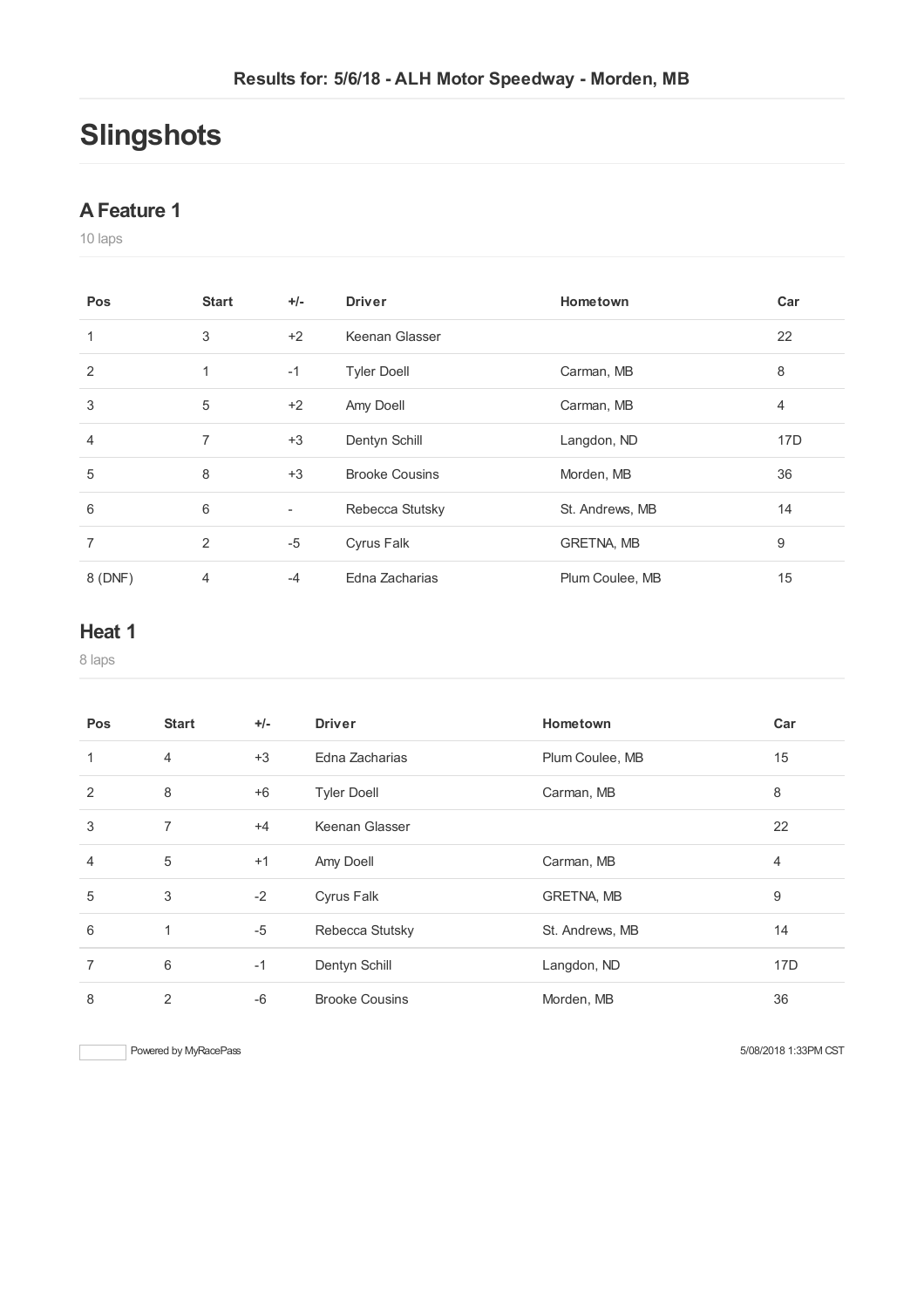**Results for: 5/6/18 - ALH Motor Speedway - Morden, MB**

# Slingshots

## A Feature 1

10 laps

| Pos | Start | +/- | Driver | Hometown | Car |
|---|---|---|---|---|---|
| 1 | 3 | +2 | Keenan Glasser | | 22 |
| 2 | 1 | -1 | Tyler Doell | Carman, MB | 8 |
| 3 | 5 | +2 | Amy Doell | Carman, MB | 4 |
| 4 | 7 | +3 | Dentyn Schill | Langdon, ND | 17D |
| 5 | 8 | +3 | Brooke Cousins | Morden, MB | 36 |
| 6 | 6 | - | Rebecca Stutsky | St. Andrews, MB | 14 |
| 7 | 2 | -5 | Cyrus Falk | GRETNA, MB | 9 |
| 8 (DNF) | 4 | -4 | Edna Zacharias | Plum Coulee, MB | 15 |

## Heat 1

8 laps

| Pos | Start | +/- | Driver | Hometown | Car |
|---|---|---|---|---|---|
| 1 | 4 | +3 | Edna Zacharias | Plum Coulee, MB | 15 |
| 2 | 8 | +6 | Tyler Doell | Carman, MB | 8 |
| 3 | 7 | +4 | Keenan Glasser | | 22 |
| 4 | 5 | +1 | Amy Doell | Carman, MB | 4 |
| 5 | 3 | -2 | Cyrus Falk | GRETNA, MB | 9 |
| 6 | 1 | -5 | Rebecca Stutsky | St. Andrews, MB | 14 |
| 7 | 6 | -1 | Dentyn Schill | Langdon, ND | 17D |
| 8 | 2 | -6 | Brooke Cousins | Morden, MB | 36 |

Powered by MyRacePass

5/08/2018 1:33PM CST